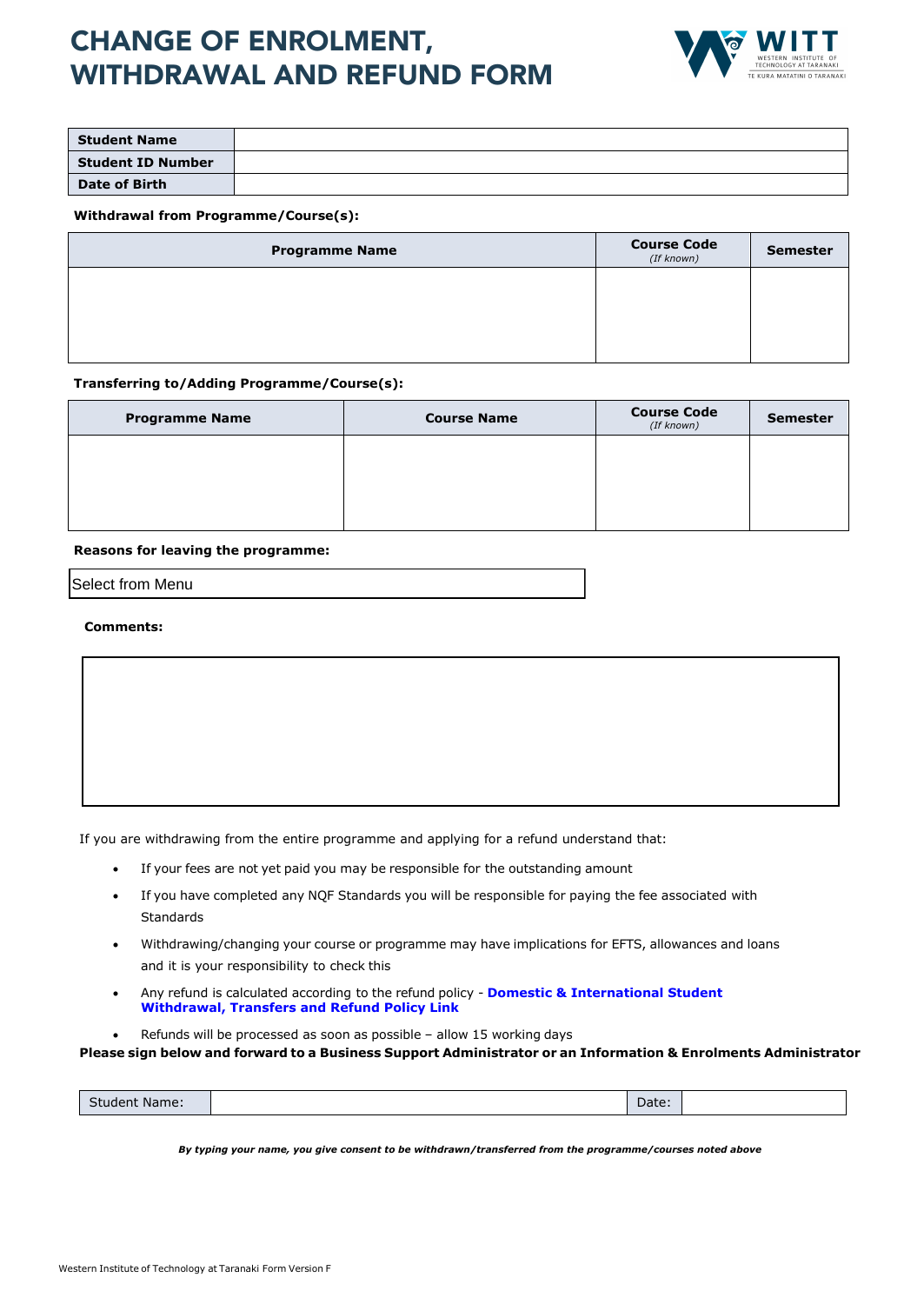# CHANGE OF ENROLMENT, WITHDRAWAL AND REFUND FORM

| **Student Name** | |
|---|---|
| **Student ID Number** | |
| **Date of Birth** | |

**Withdrawal from Programme/Course(s):**

| Programme Name | Course Code *(If known)* | Semester |
|---|---|---|
| | | |

**Transferring to/Adding Programme/Course(s):**

| Programme Name | Course Name | Course Code *(If known)* | Semester |
|---|---|---|---|
| | | | |

**Reasons for leaving the programme:**

Select from Menu

**Comments:**

If you are withdrawing from the entire programme and applying for a refund understand that:

- If your fees are not yet paid you may be responsible for the outstanding amount
- If you have completed any NQF Standards you will be responsible for paying the fee associated with Standards
- Withdrawing/changing your course or programme may have implications for EFTS, allowances and loans and it is your responsibility to check this
- Any refund is calculated according to the refund policy - **Domestic & International Student Withdrawal, Transfers and Refund Policy Link**
- Refunds will be processed as soon as possible – allow 15 working days

**Please sign below and forward to a Business Support Administrator or an Information & Enrolments Administrator**

| Student Name: | | Date: | |
|---|---|---|---|

***By typing your name, you give consent to be withdrawn/transferred from the programme/courses noted above***

Western Institute of Technology at Taranaki Form Version F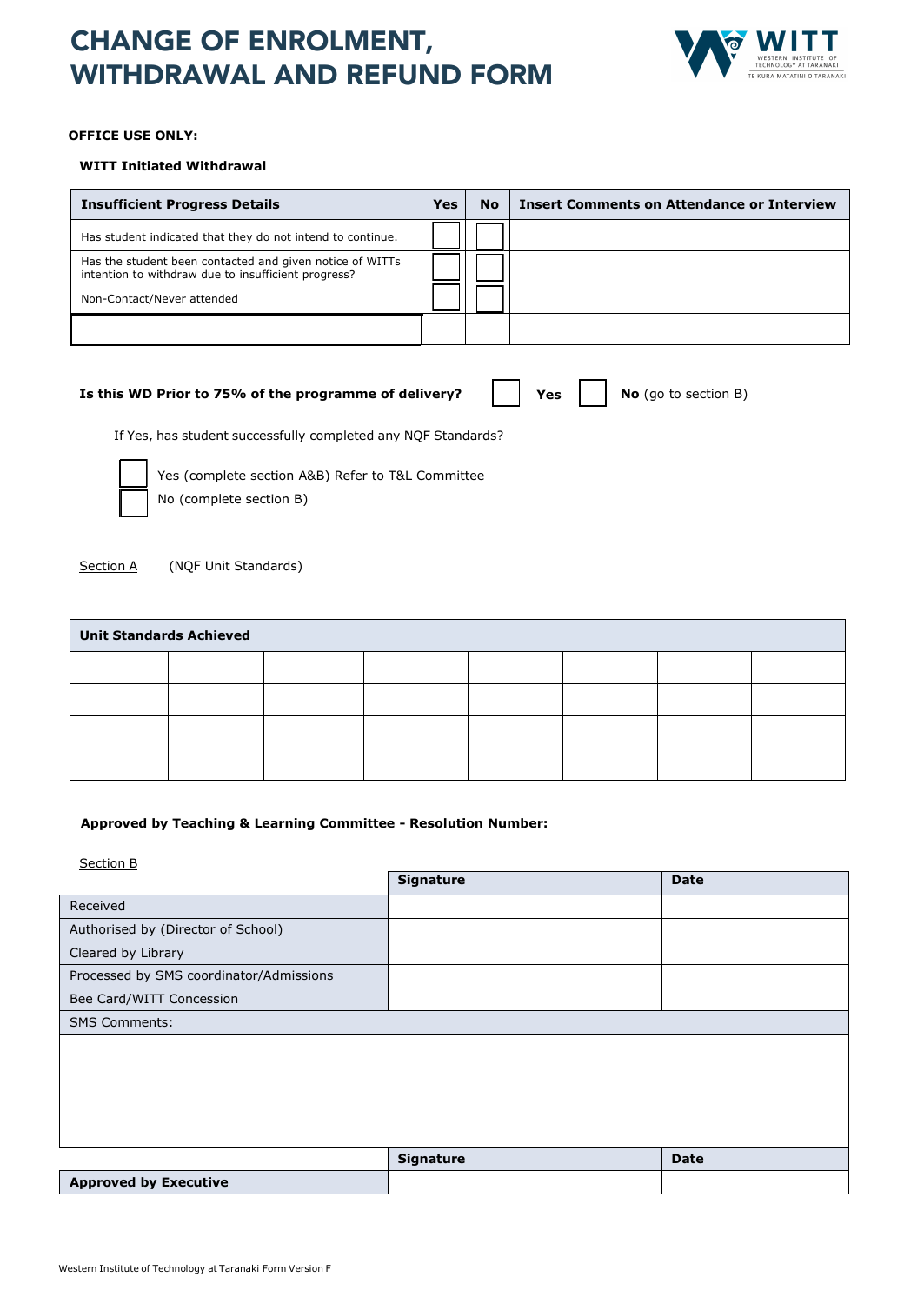# CHANGE OF ENROLMENT, WITHDRAWAL AND REFUND FORM

**OFFICE USE ONLY:**

**WITT Initiated Withdrawal**

| Insufficient Progress Details | Yes | No | Insert Comments on Attendance or Interview |
|---|---|---|---|
| Has student indicated that they do not intend to continue. | ☐ | ☐ | |
| Has the student been contacted and given notice of WITTs intention to withdraw due to insufficient progress? | ☐ | ☐ | |
| Non-Contact/Never attended | ☐ | ☐ | |
| | | | |

**Is this WD Prior to 75% of the programme of delivery?** ☐ **Yes** ☐ **No** (go to section B)

If Yes, has student successfully completed any NQF Standards?

☐ Yes (complete section A&B) Refer to T&L Committee
☐ No (complete section B)

Section A (NQF Unit Standards)

| Unit Standards Achieved | | | | | | | |
|---|---|---|---|---|---|---|---|
| | | | | | | | |
| | | | | | | | |
| | | | | | | | |
| | | | | | | | |

**Approved by Teaching & Learning Committee - Resolution Number:**

Section B

| | Signature | Date |
|---|---|---|
| Received | | |
| Authorised by (Director of School) | | |
| Cleared by Library | | |
| Processed by SMS coordinator/Admissions | | |
| Bee Card/WITT Concession | | |
| SMS Comments: | | |

| | Signature | Date |
|---|---|---|
| **Approved by Executive** | | |

Western Institute of Technology at Taranaki Form Version F